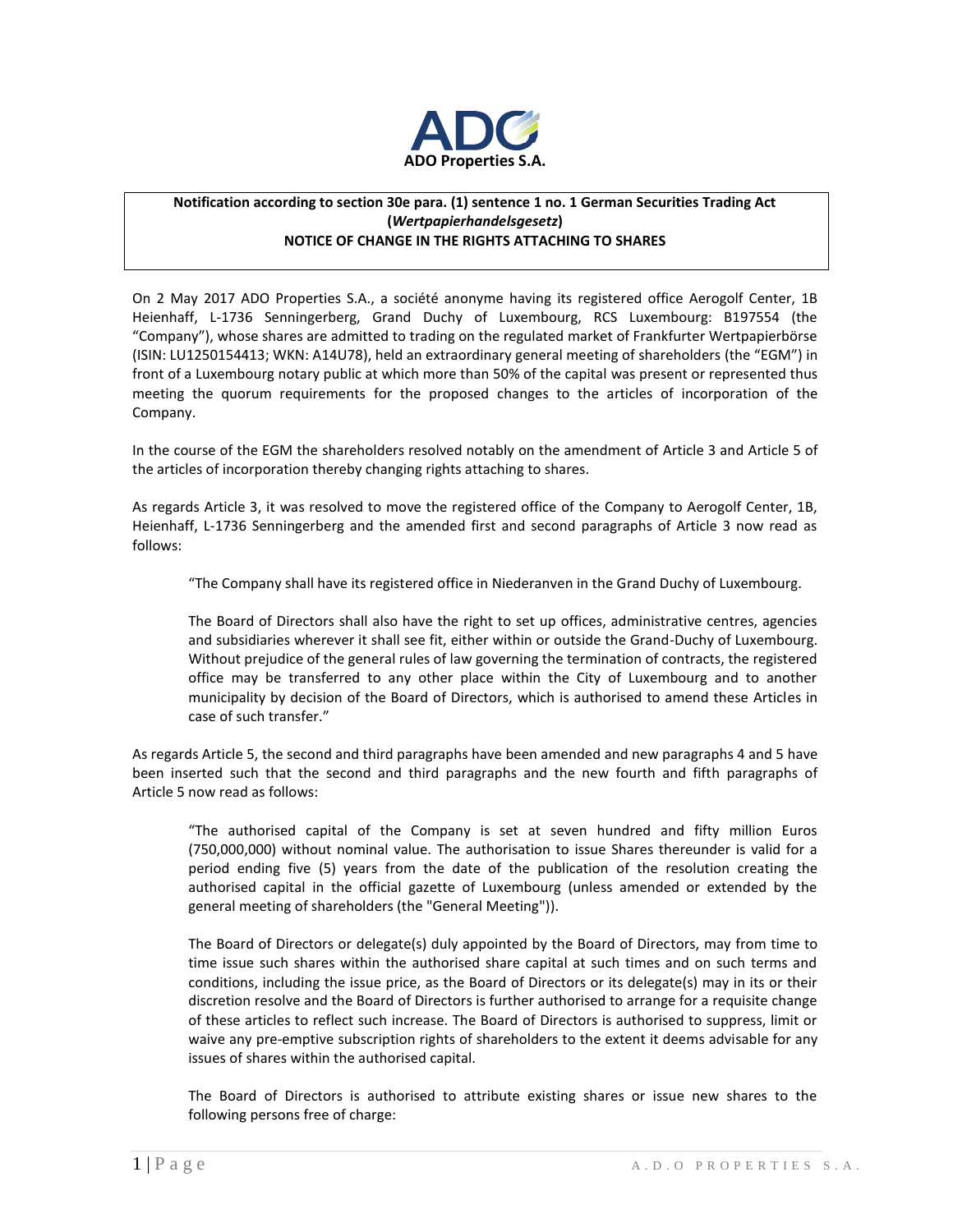**ADO Properties S.A.**

**Notification according to section 30e para. (1) sentence 1 no. 1 German Securities Trading Act (*Wertpapierhandelsgesetz*)**
**NOTICE OF CHANGE IN THE RIGHTS ATTACHING TO SHARES**

On 2 May 2017 ADO Properties S.A., a société anonyme having its registered office Aerogolf Center, 1B Heienhaff, L-1736 Senningerberg, Grand Duchy of Luxembourg, RCS Luxembourg: B197554 (the "Company"), whose shares are admitted to trading on the regulated market of Frankfurter Wertpapierbörse (ISIN: LU1250154413; WKN: A14U78), held an extraordinary general meeting of shareholders (the "EGM") in front of a Luxembourg notary public at which more than 50% of the capital was present or represented thus meeting the quorum requirements for the proposed changes to the articles of incorporation of the Company.

In the course of the EGM the shareholders resolved notably on the amendment of Article 3 and Article 5 of the articles of incorporation thereby changing rights attaching to shares.

As regards Article 3, it was resolved to move the registered office of the Company to Aerogolf Center, 1B, Heienhaff, L-1736 Senningerberg and the amended first and second paragraphs of Article 3 now read as follows:

> "The Company shall have its registered office in Niederanven in the Grand Duchy of Luxembourg.
>
> The Board of Directors shall also have the right to set up offices, administrative centres, agencies and subsidiaries wherever it shall see fit, either within or outside the Grand-Duchy of Luxembourg. Without prejudice of the general rules of law governing the termination of contracts, the registered office may be transferred to any other place within the City of Luxembourg and to another municipality by decision of the Board of Directors, which is authorised to amend these Articles in case of such transfer."

As regards Article 5, the second and third paragraphs have been amended and new paragraphs 4 and 5 have been inserted such that the second and third paragraphs and the new fourth and fifth paragraphs of Article 5 now read as follows:

> "The authorised capital of the Company is set at seven hundred and fifty million Euros (750,000,000) without nominal value. The authorisation to issue Shares thereunder is valid for a period ending five (5) years from the date of the publication of the resolution creating the authorised capital in the official gazette of Luxembourg (unless amended or extended by the general meeting of shareholders (the "General Meeting")).
>
> The Board of Directors or delegate(s) duly appointed by the Board of Directors, may from time to time issue such shares within the authorised share capital at such times and on such terms and conditions, including the issue price, as the Board of Directors or its delegate(s) may in its or their discretion resolve and the Board of Directors is further authorised to arrange for a requisite change of these articles to reflect such increase. The Board of Directors is authorised to suppress, limit or waive any pre-emptive subscription rights of shareholders to the extent it deems advisable for any issues of shares within the authorised capital.
>
> The Board of Directors is authorised to attribute existing shares or issue new shares to the following persons free of charge: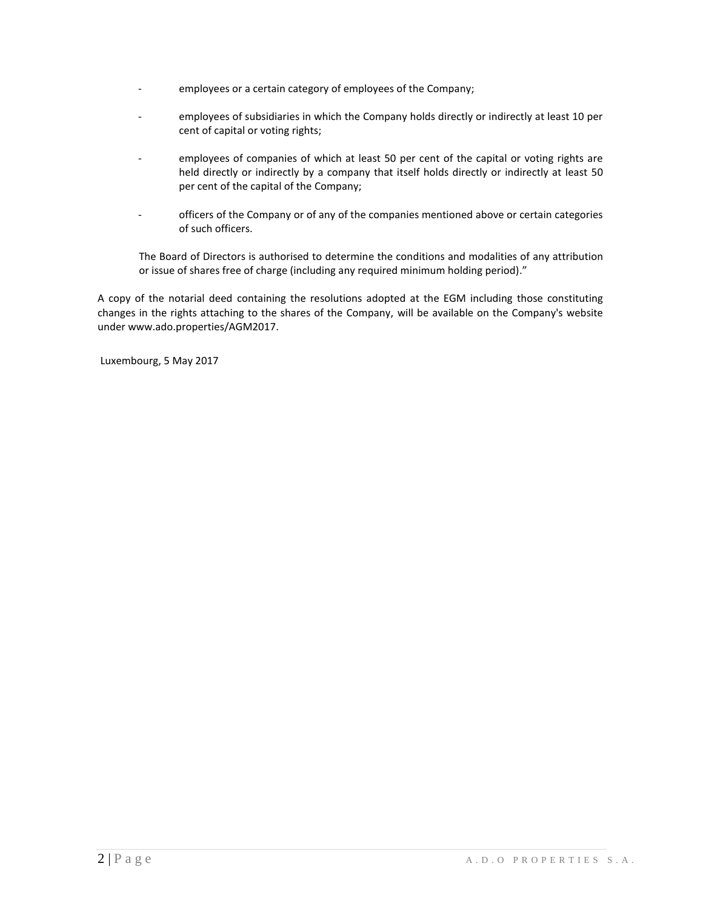- employees or a certain category of employees of the Company;
- employees of subsidiaries in which the Company holds directly or indirectly at least 10 per cent of capital or voting rights;
- employees of companies of which at least 50 per cent of the capital or voting rights are held directly or indirectly by a company that itself holds directly or indirectly at least 50 per cent of the capital of the Company;
- officers of the Company or of any of the companies mentioned above or certain categories of such officers.

The Board of Directors is authorised to determine the conditions and modalities of any attribution or issue of shares free of charge (including any required minimum holding period)."

A copy of the notarial deed containing the resolutions adopted at the EGM including those constituting changes in the rights attaching to the shares of the Company, will be available on the Company's website under www.ado.properties/AGM2017.

Luxembourg, 5 May 2017